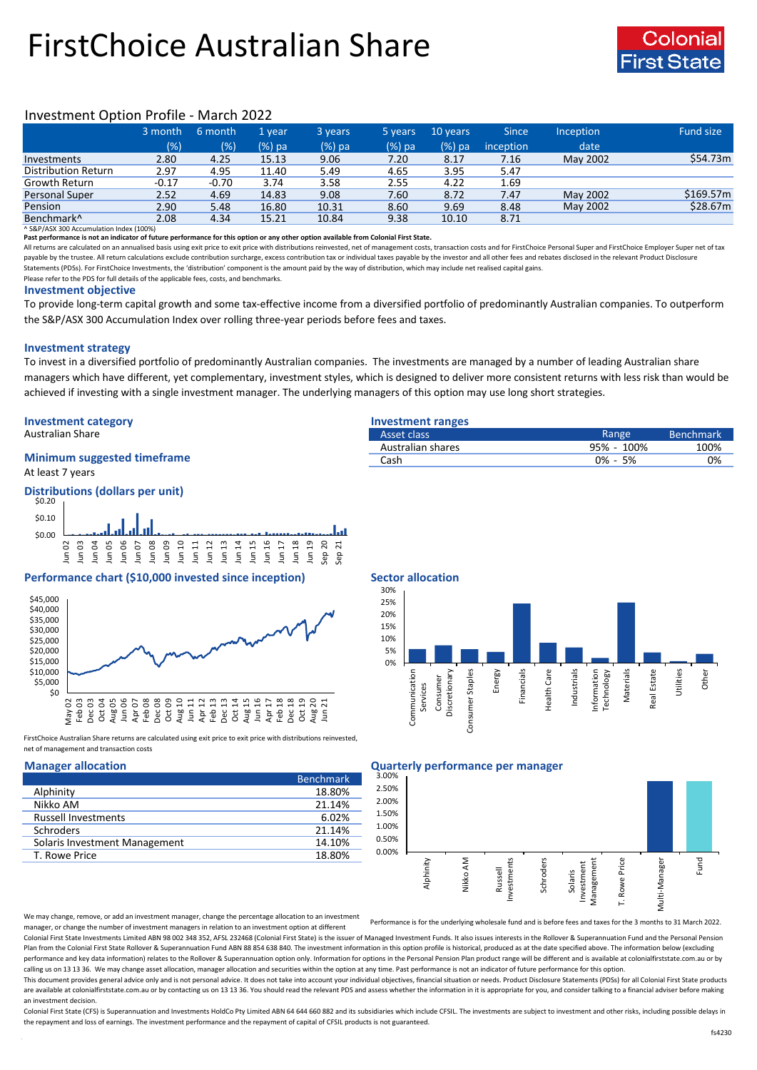# FirstChoice Australian Share

Colonial First State

## Investment Option Profile - March 2022

| | 3 month (%) | 6 month (%) | 1 year (%) pa | 3 years (%) pa | 5 years (%) pa | 10 years (%) pa | Since inception | Inception date | Fund size |
|---|---|---|---|---|---|---|---|---|---|
| Investments | 2.80 | 4.25 | 15.13 | 9.06 | 7.20 | 8.17 | 7.16 | May 2002 | $54.73m |
| Distribution Return | 2.97 | 4.95 | 11.40 | 5.49 | 4.65 | 3.95 | 5.47 | | |
| Growth Return | -0.17 | -0.70 | 3.74 | 3.58 | 2.55 | 4.22 | 1.69 | | |
| Personal Super | 2.52 | 4.69 | 14.83 | 9.08 | 7.60 | 8.72 | 7.47 | May 2002 | $169.57m |
| Pension | 2.90 | 5.48 | 16.80 | 10.31 | 8.60 | 9.69 | 8.48 | May 2002 | $28.67m |
| Benchmark^ | 2.08 | 4.34 | 15.21 | 10.84 | 9.38 | 10.10 | 8.71 | | |

^ S&P/ASX 300 Accumulation Index (100%)

**Past performance is not an indicator of future performance for this option or any other option available from Colonial First State.**

All returns are calculated on an annualised basis using exit price to exit price with distributions reinvested, net of management costs, transaction costs and for FirstChoice Personal Super and FirstChoice Employer Super net of tax payable by the trustee. All return calculations exclude contribution surcharge, excess contribution tax or individual taxes payable by the investor and all other fees and rebates disclosed in the relevant Product Disclosure Statements (PDSs). For FirstChoice Investments, the 'distribution' component is the amount paid by the way of distribution, which may include net realised capital gains.

Please refer to the PDS for full details of the applicable fees, costs, and benchmarks.

### Investment objective

To provide long-term capital growth and some tax-effective income from a diversified portfolio of predominantly Australian companies. To outperform the S&P/ASX 300 Accumulation Index over rolling three-year periods before fees and taxes.

### Investment strategy

To invest in a diversified portfolio of predominantly Australian companies. The investments are managed by a number of leading Australian share managers which have different, yet complementary, investment styles, which is designed to deliver more consistent returns with less risk than would be achieved if investing with a single investment manager. The underlying managers of this option may use long short strategies.

### Investment category

Australian Share

### Minimum suggested timeframe

At least 7 years

### Investment ranges

| Asset class | Range | Benchmark |
|---|---|---|
| Australian shares | 95% - 100% | 100% |
| Cash | 0% - 5% | 0% |

### Distributions (dollars per unit)

### Performance chart ($10,000 invested since inception)

FirstChoice Australian Share returns are calculated using exit price to exit price with distributions reinvested, net of management and transaction costs

### Sector allocation

### Manager allocation

| | Benchmark |
|---|---|
| Alphinity | 18.80% |
| Nikko AM | 21.14% |
| Russell Investments | 6.02% |
| Schroders | 21.14% |
| Solaris Investment Management | 14.10% |
| T. Rowe Price | 18.80% |

We may change, remove, or add an investment manager, change the percentage allocation to an investment manager, or change the number of investment managers in relation to an investment option at different

### Quarterly performance per manager

Performance is for the underlying wholesale fund and is before fees and taxes for the 3 months to 31 March 2022.

Colonial First State Investments Limited ABN 98 002 348 352, AFSL 232468 (Colonial First State) is the issuer of Managed Investment Funds. It also issues interests in the Rollover & Superannuation Fund and the Personal Pension Plan from the Colonial First State Rollover & Superannuation Fund ABN 88 854 638 840. The investment information in this option profile is historical, produced as at the date specified above. The information below (excluding performance and key data information) relates to the Rollover & Superannuation option only. Information for options in the Personal Pension Plan product range will be different and is available at colonialfirststate.com.au or by calling us on 13 13 36. We may change asset allocation, manager allocation and securities within the option at any time. Past performance is not an indicator of future performance for this option.

This document provides general advice only and is not personal advice. It does not take into account your individual objectives, financial situation or needs. Product Disclosure Statements (PDSs) for all Colonial First State products are available at colonialfirststate.com.au or by contacting us on 13 13 36. You should read the relevant PDS and assess whether the information in it is appropriate for you, and consider talking to a financial adviser before making an investment decision.

Colonial First State (CFS) is Superannuation and Investments HoldCo Pty Limited ABN 64 644 660 882 and its subsidiaries which include CFSIL. The investments are subject to investment and other risks, including possible delays in the repayment and loss of earnings. The investment performance and the repayment of capital of CFSIL products is not guaranteed.

fs4230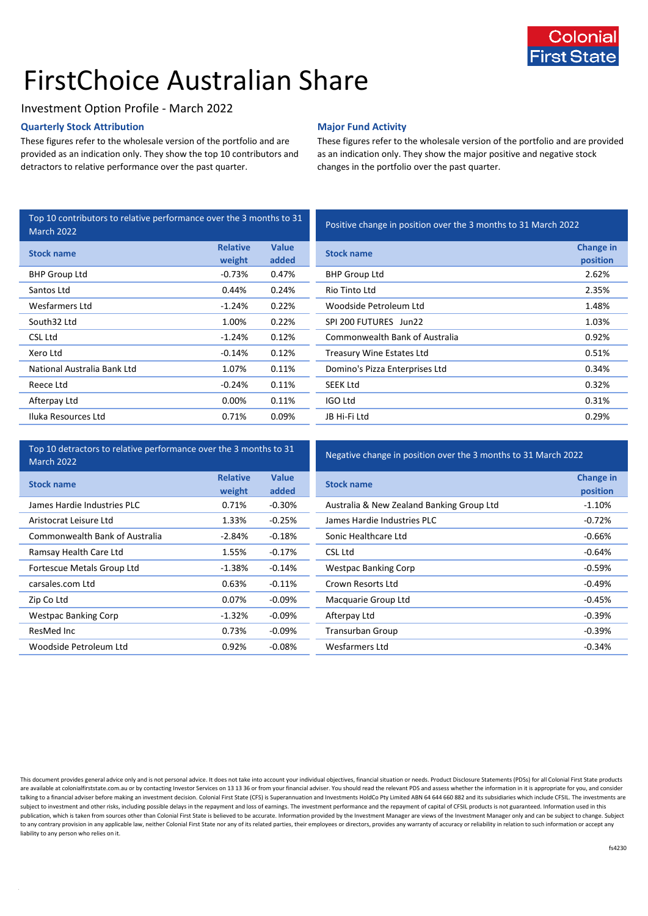# FirstChoice Australian Share

Investment Option Profile - March 2022

### Quarterly Stock Attribution

These figures refer to the wholesale version of the portfolio and are provided as an indication only. They show the top 10 contributors and detractors to relative performance over the past quarter.

**Top 10 contributors to relative performance over the 3 months to 31 March 2022**

| Stock name | Relative weight | Value added |
|---|---|---|
| BHP Group Ltd | -0.73% | 0.47% |
| Santos Ltd | 0.44% | 0.24% |
| Wesfarmers Ltd | -1.24% | 0.22% |
| South32 Ltd | 1.00% | 0.22% |
| CSL Ltd | -1.24% | 0.12% |
| Xero Ltd | -0.14% | 0.12% |
| National Australia Bank Ltd | 1.07% | 0.11% |
| Reece Ltd | -0.24% | 0.11% |
| Afterpay Ltd | 0.00% | 0.11% |
| Iluka Resources Ltd | 0.71% | 0.09% |

**Top 10 detractors to relative performance over the 3 months to 31 March 2022**

| Stock name | Relative weight | Value added |
|---|---|---|
| James Hardie Industries PLC | 0.71% | -0.30% |
| Aristocrat Leisure Ltd | 1.33% | -0.25% |
| Commonwealth Bank of Australia | -2.84% | -0.18% |
| Ramsay Health Care Ltd | 1.55% | -0.17% |
| Fortescue Metals Group Ltd | -1.38% | -0.14% |
| carsales.com Ltd | 0.63% | -0.11% |
| Zip Co Ltd | 0.07% | -0.09% |
| Westpac Banking Corp | -1.32% | -0.09% |
| ResMed Inc | 0.73% | -0.09% |
| Woodside Petroleum Ltd | 0.92% | -0.08% |

### Major Fund Activity

These figures refer to the wholesale version of the portfolio and are provided as an indication only. They show the major positive and negative stock changes in the portfolio over the past quarter.

**Positive change in position over the 3 months to 31 March 2022**

| Stock name | Change in position |
|---|---|
| BHP Group Ltd | 2.62% |
| Rio Tinto Ltd | 2.35% |
| Woodside Petroleum Ltd | 1.48% |
| SPI 200 FUTURES Jun22 | 1.03% |
| Commonwealth Bank of Australia | 0.92% |
| Treasury Wine Estates Ltd | 0.51% |
| Domino's Pizza Enterprises Ltd | 0.34% |
| SEEK Ltd | 0.32% |
| IGO Ltd | 0.31% |
| JB Hi-Fi Ltd | 0.29% |

**Negative change in position over the 3 months to 31 March 2022**

| Stock name | Change in position |
|---|---|
| Australia & New Zealand Banking Group Ltd | -1.10% |
| James Hardie Industries PLC | -0.72% |
| Sonic Healthcare Ltd | -0.66% |
| CSL Ltd | -0.64% |
| Westpac Banking Corp | -0.59% |
| Crown Resorts Ltd | -0.49% |
| Macquarie Group Ltd | -0.45% |
| Afterpay Ltd | -0.39% |
| Transurban Group | -0.39% |
| Wesfarmers Ltd | -0.34% |

This document provides general advice only and is not personal advice. It does not take into account your individual objectives, financial situation or needs. Product Disclosure Statements (PDSs) for all Colonial First State products are available at colonialfirststate.com.au or by contacting Investor Services on 13 13 36 or from your financial adviser. You should read the relevant PDS and assess whether the information in it is appropriate for you, and consider talking to a financial adviser before making an investment decision. Colonial First State (CFS) is Superannuation and Investments HoldCo Pty Limited ABN 64 644 660 882 and its subsidiaries which include CFSIL. The investments are subject to investment and other risks, including possible delays in the repayment and loss of earnings. The investment performance and the repayment of capital of CFSIL products is not guaranteed. Information used in this publication, which is taken from sources other than Colonial First State is believed to be accurate. Information provided by the Investment Manager are views of the Investment Manager only and can be subject to change. Subject to any contrary provision in any applicable law, neither Colonial First State nor any of its related parties, their employees or directors, provides any warranty of accuracy or reliability in relation to such information or accept any liability to any person who relies on it.

fs4230